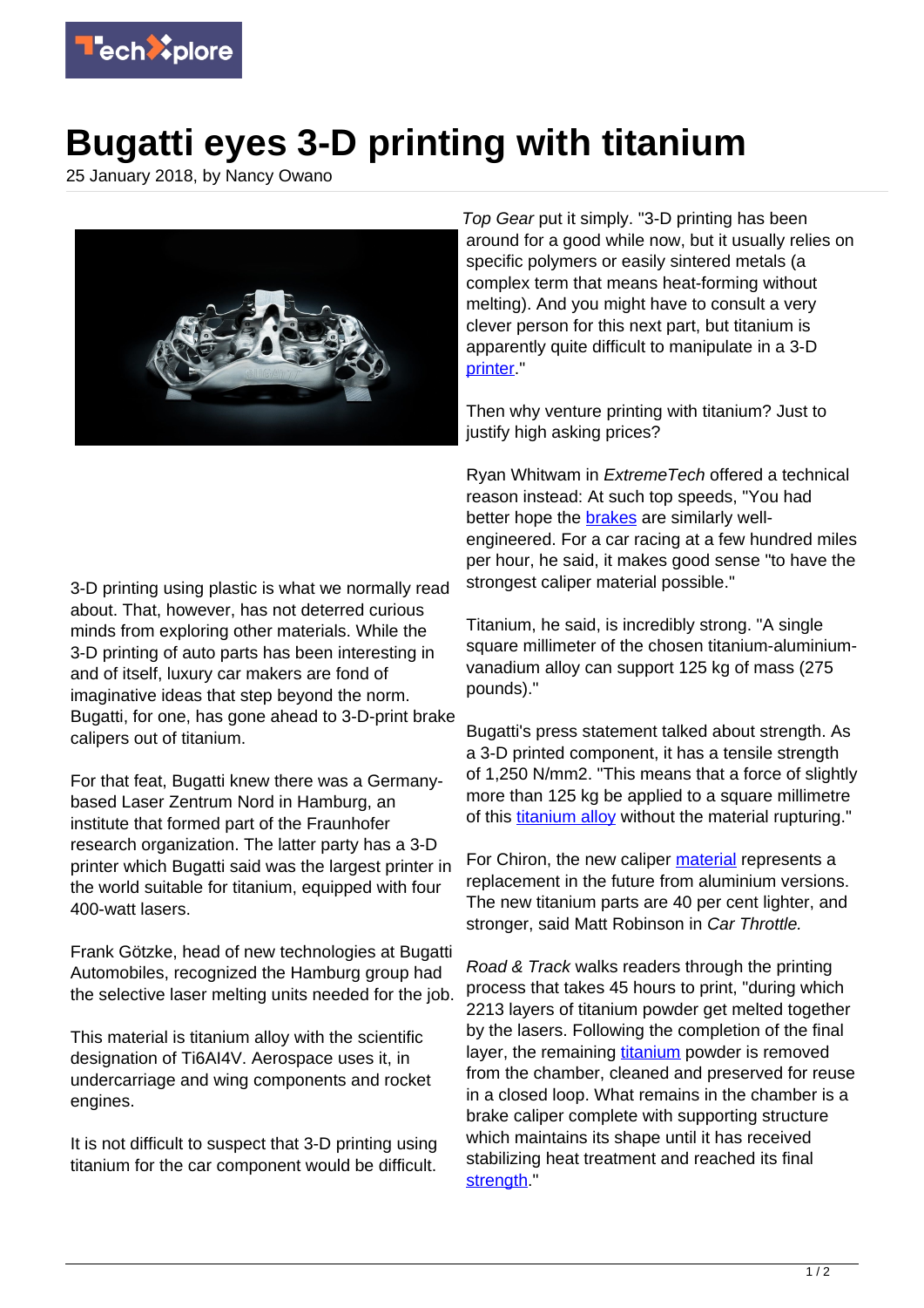# Bugatti eyes 3-D printing with titanium

25 January 2018, by Nancy Owano

3-D printing using plastic is what we normally read about. That, however, has not deterred curious minds from exploring other materials. While the 3-D printing of auto parts has been interesting in and of itself, luxury car makers are fond of imaginative ideas that step beyond the norm. Bugatti, for one, has gone ahead to 3-D-print brake calipers out of titanium.

For that feat, Bugatti knew there was a Germany-based Laser Zentrum Nord in Hamburg, an institute that formed part of the Fraunhofer research organization. The latter party has a 3-D printer which Bugatti said was the largest printer in the world suitable for titanium, equipped with four 400-watt lasers.

Frank Götzke, head of new technologies at Bugatti Automobiles, recognized the Hamburg group had the selective laser melting units needed for the job.

This material is titanium alloy with the scientific designation of Ti6Al4V. Aerospace uses it, in undercarriage and wing components and rocket engines.

It is not difficult to suspect that 3-D printing using titanium for the car component would be difficult.

*Top Gear* put it simply. "3-D printing has been around for a good while now, but it usually relies on specific polymers or easily sintered metals (a complex term that means heat-forming without melting). And you might have to consult a very clever person for this next part, but titanium is apparently quite difficult to manipulate in a 3-D printer."

Then why venture printing with titanium? Just to justify high asking prices?

Ryan Whitwam in *ExtremeTech* offered a technical reason instead: At such top speeds, "You had better hope the brakes are similarly well-engineered. For a car racing at a few hundred miles per hour, he said, it makes good sense "to have the strongest caliper material possible."

Titanium, he said, is incredibly strong. "A single square millimeter of the chosen titanium-aluminium-vanadium alloy can support 125 kg of mass (275 pounds)."

Bugatti's press statement talked about strength. As a 3-D printed component, it has a tensile strength of 1,250 N/mm2. "This means that a force of slightly more than 125 kg be applied to a square millimetre of this titanium alloy without the material rupturing."

For Chiron, the new caliper material represents a replacement in the future from aluminium versions. The new titanium parts are 40 per cent lighter, and stronger, said Matt Robinson in *Car Throttle.*

*Road & Track* walks readers through the printing process that takes 45 hours to print, "during which 2213 layers of titanium powder get melted together by the lasers. Following the completion of the final layer, the remaining titanium powder is removed from the chamber, cleaned and preserved for reuse in a closed loop. What remains in the chamber is a brake caliper complete with supporting structure which maintains its shape until it has received stabilizing heat treatment and reached its final strength."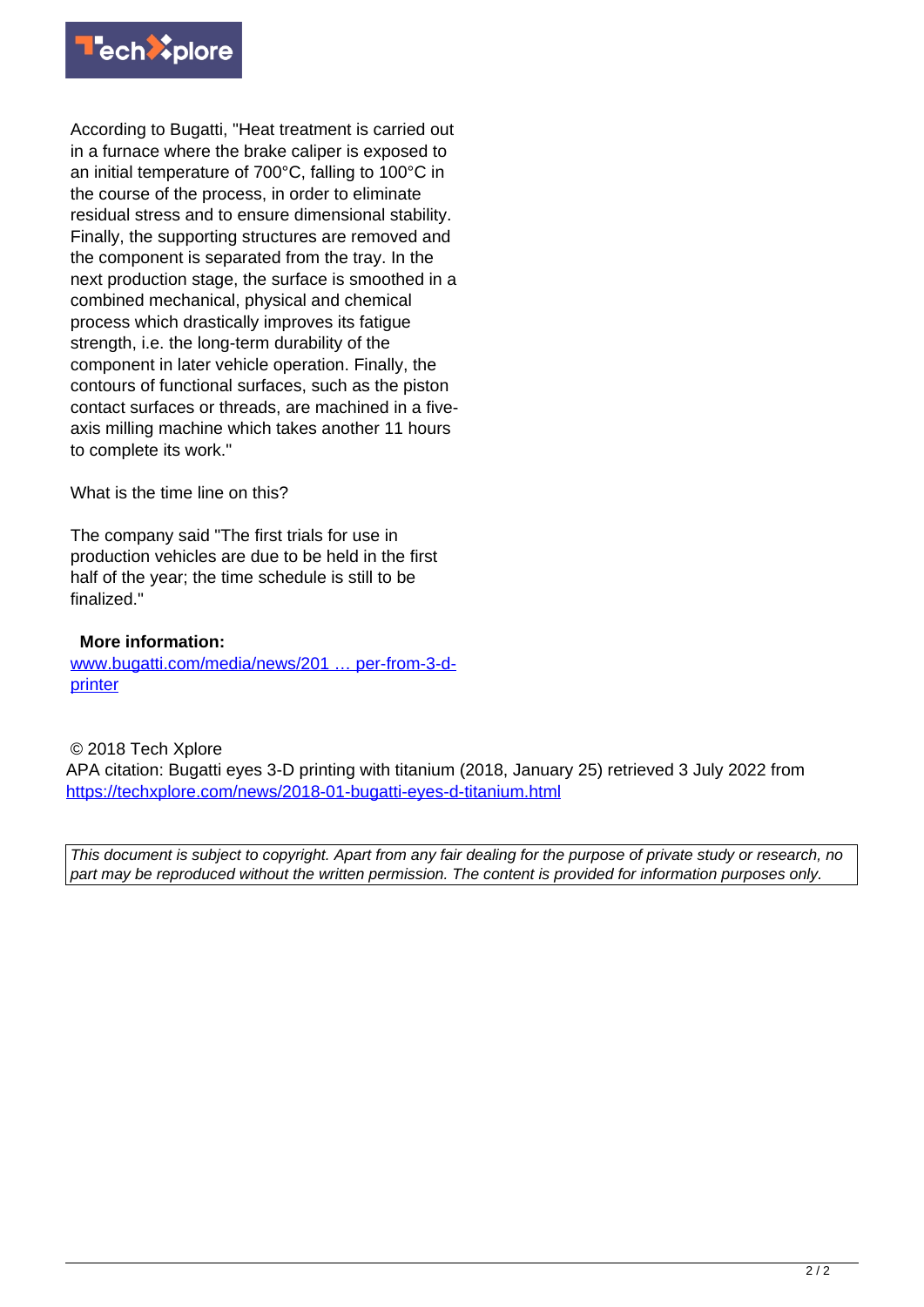According to Bugatti, "Heat treatment is carried out in a furnace where the brake caliper is exposed to an initial temperature of 700°C, falling to 100°C in the course of the process, in order to eliminate residual stress and to ensure dimensional stability. Finally, the supporting structures are removed and the component is separated from the tray. In the next production stage, the surface is smoothed in a combined mechanical, physical and chemical process which drastically improves its fatigue strength, i.e. the long-term durability of the component in later vehicle operation. Finally, the contours of functional surfaces, such as the piston contact surfaces or threads, are machined in a five-axis milling machine which takes another 11 hours to complete its work."

What is the time line on this?

The company said "The first trials for use in production vehicles are due to be held in the first half of the year; the time schedule is still to be finalized."

**More information:**
[www.bugatti.com/media/news/201 … per-from-3-d-printer](www.bugatti.com/media/news/201 … per-from-3-d-printer)

© 2018 Tech Xplore
APA citation: Bugatti eyes 3-D printing with titanium (2018, January 25) retrieved 3 July 2022 from https://techxplore.com/news/2018-01-bugatti-eyes-d-titanium.html

*This document is subject to copyright. Apart from any fair dealing for the purpose of private study or research, no part may be reproduced without the written permission. The content is provided for information purposes only.*